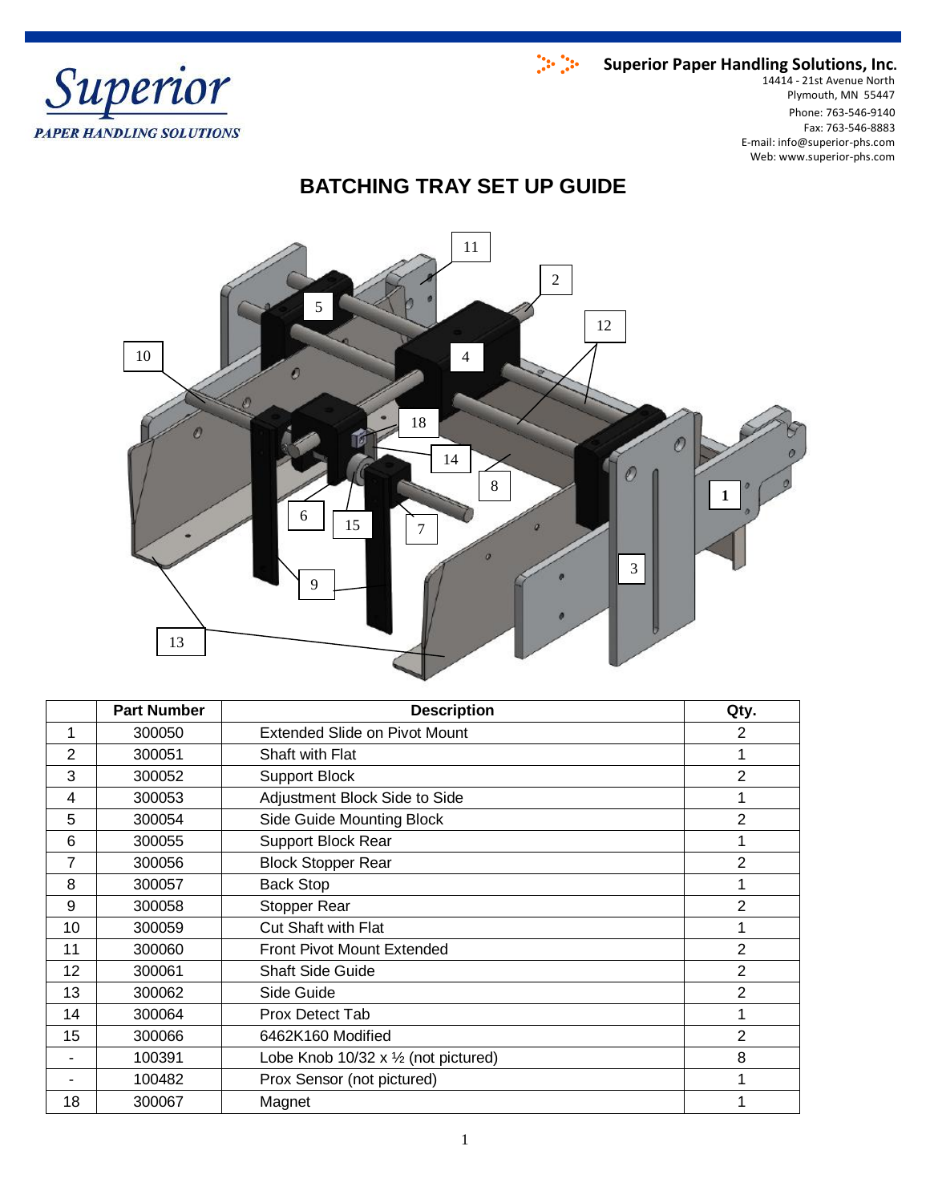Superior
PAPER HANDLING SOLUTIONS

**Superior Paper Handling Solutions, Inc.**
14414 - 21st Avenue North
Plymouth, MN 55447
Phone: 763-546-9140
Fax: 763-546-8883
E-mail: info@superior-phs.com
Web: www.superior-phs.com

# BATCHING TRAY SET UP GUIDE

| | Part Number | Description | Qty. |
|---|---|---|---|
| 1 | 300050 | Extended Slide on Pivot Mount | 2 |
| 2 | 300051 | Shaft with Flat | 1 |
| 3 | 300052 | Support Block | 2 |
| 4 | 300053 | Adjustment Block Side to Side | 1 |
| 5 | 300054 | Side Guide Mounting Block | 2 |
| 6 | 300055 | Support Block Rear | 1 |
| 7 | 300056 | Block Stopper Rear | 2 |
| 8 | 300057 | Back Stop | 1 |
| 9 | 300058 | Stopper Rear | 2 |
| 10 | 300059 | Cut Shaft with Flat | 1 |
| 11 | 300060 | Front Pivot Mount Extended | 2 |
| 12 | 300061 | Shaft Side Guide | 2 |
| 13 | 300062 | Side Guide | 2 |
| 14 | 300064 | Prox Detect Tab | 1 |
| 15 | 300066 | 6462K160 Modified | 2 |
| - | 100391 | Lobe Knob 10/32 x ½ (not pictured) | 8 |
| - | 100482 | Prox Sensor (not pictured) | 1 |
| 18 | 300067 | Magnet | 1 |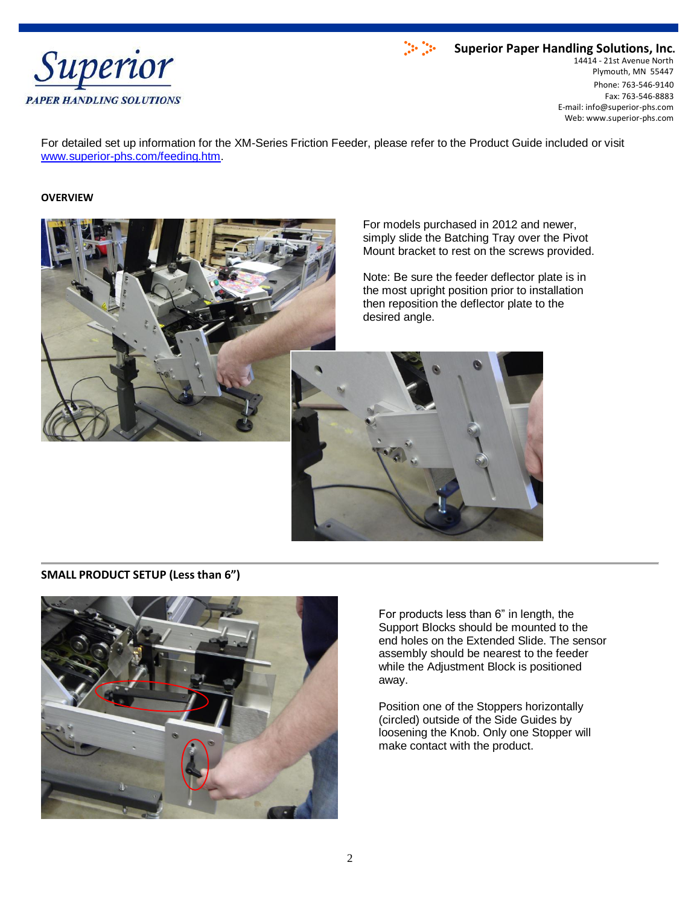For detailed set up information for the XM-Series Friction Feeder, please refer to the Product Guide included or visit [www.superior-phs.com/feeding.htm](www.superior-phs.com/feeding.htm).

**OVERVIEW**

For models purchased in 2012 and newer, simply slide the Batching Tray over the Pivot Mount bracket to rest on the screws provided.

Note: Be sure the feeder deflector plate is in the most upright position prior to installation then reposition the deflector plate to the desired angle.

**SMALL PRODUCT SETUP (Less than 6")**

For products less than 6" in length, the Support Blocks should be mounted to the end holes on the Extended Slide. The sensor assembly should be nearest to the feeder while the Adjustment Block is positioned away.

Position one of the Stoppers horizontally (circled) outside of the Side Guides by loosening the Knob. Only one Stopper will make contact with the product.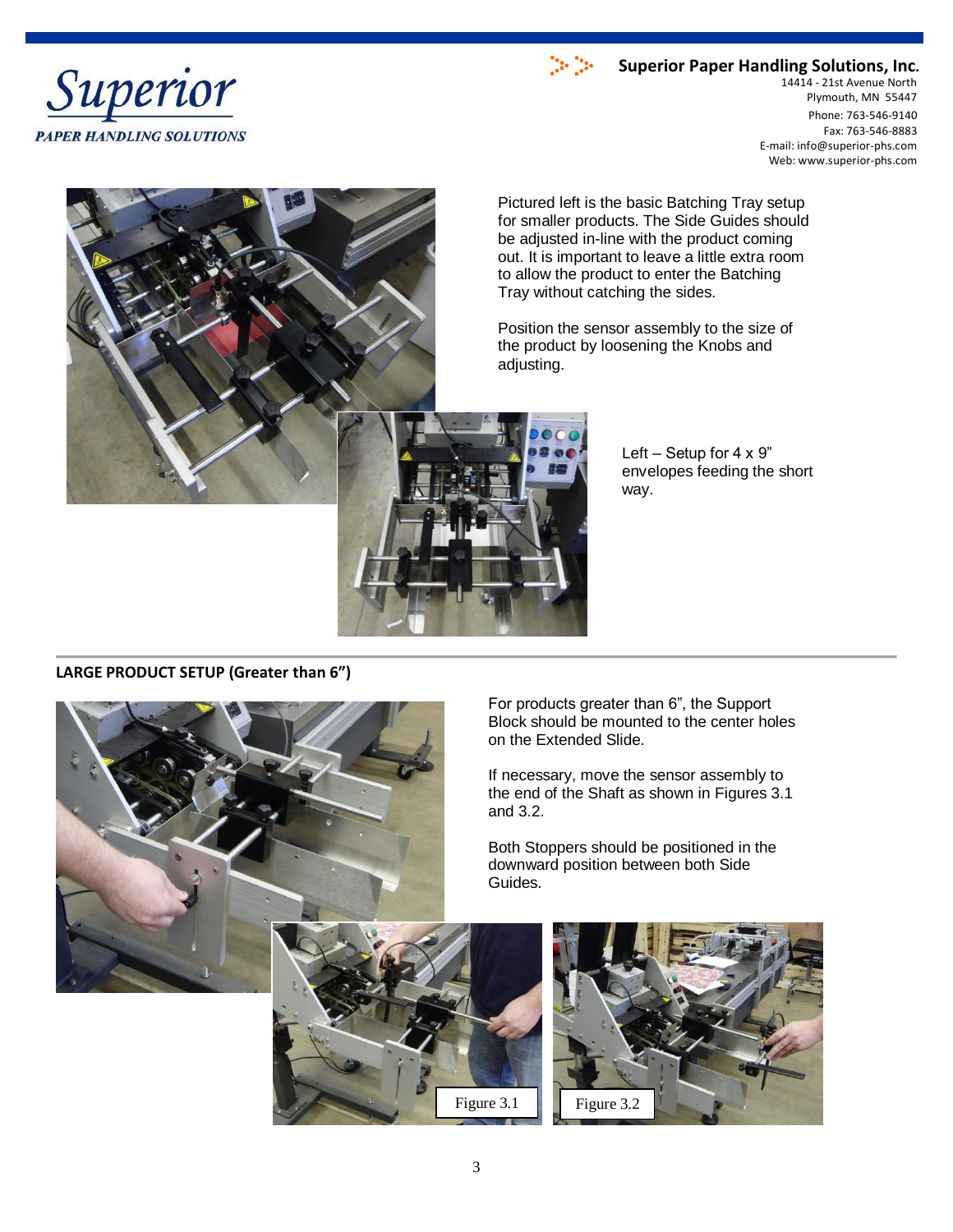Pictured left is the basic Batching Tray setup for smaller products. The Side Guides should be adjusted in-line with the product coming out. It is important to leave a little extra room to allow the product to enter the Batching Tray without catching the sides.

Position the sensor assembly to the size of the product by loosening the Knobs and adjusting.

Left – Setup for 4 x 9" envelopes feeding the short way.

---

**LARGE PRODUCT SETUP (Greater than 6")**

For products greater than 6", the Support Block should be mounted to the center holes on the Extended Slide.

If necessary, move the sensor assembly to the end of the Shaft as shown in Figures 3.1 and 3.2.

Both Stoppers should be positioned in the downward position between both Side Guides.

Figure 3.1

Figure 3.2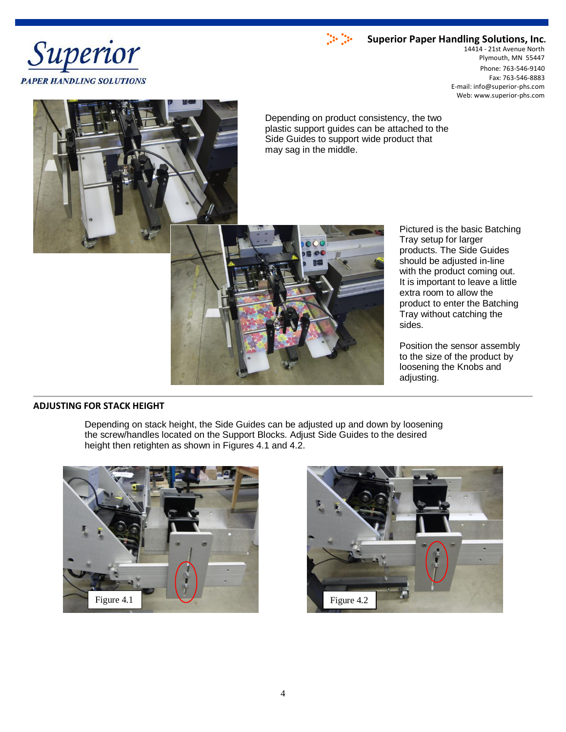Depending on product consistency, the two plastic support guides can be attached to the Side Guides to support wide product that may sag in the middle.

Pictured is the basic Batching Tray setup for larger products. The Side Guides should be adjusted in-line with the product coming out. It is important to leave a little extra room to allow the product to enter the Batching Tray without catching the sides.

Position the sensor assembly to the size of the product by loosening the Knobs and adjusting.

## ADJUSTING FOR STACK HEIGHT

Depending on stack height, the Side Guides can be adjusted up and down by loosening the screw/handles located on the Support Blocks. Adjust Side Guides to the desired height then retighten as shown in Figures 4.1 and 4.2.

Figure 4.1

Figure 4.2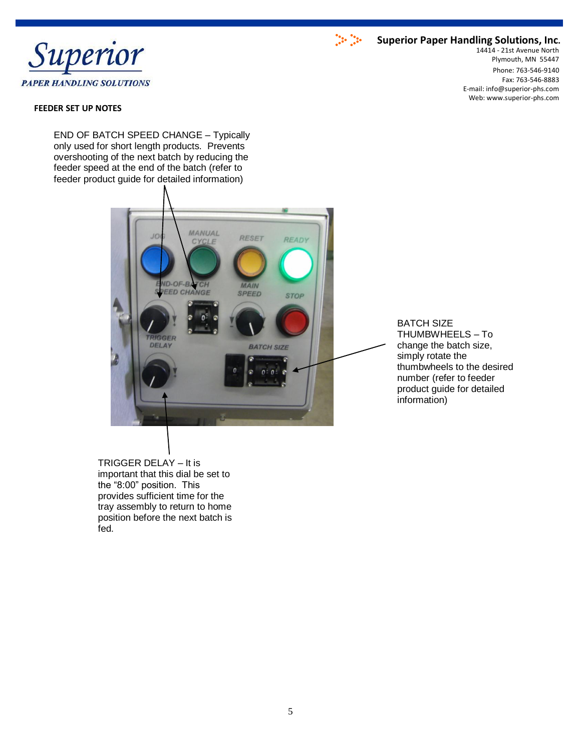**FEEDER SET UP NOTES**

END OF BATCH SPEED CHANGE – Typically only used for short length products. Prevents overshooting of the next batch by reducing the feeder speed at the end of the batch (refer to feeder product guide for detailed information)

BATCH SIZE THUMBWHEELS – To change the batch size, simply rotate the thumbwheels to the desired number (refer to feeder product guide for detailed information)

TRIGGER DELAY – It is important that this dial be set to the "8:00" position. This provides sufficient time for the tray assembly to return to home position before the next batch is fed.